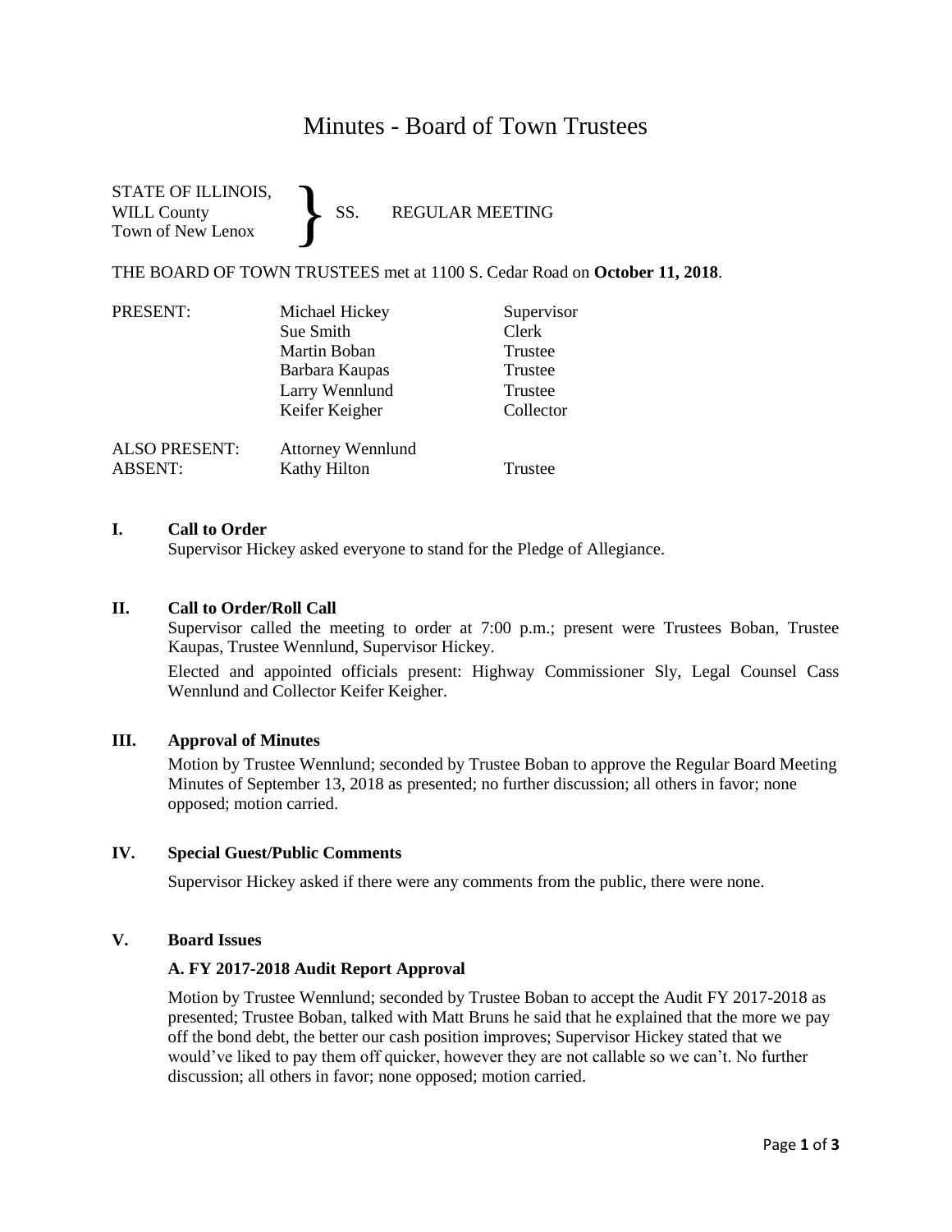# Minutes - Board of Town Trustees

STATE OF ILLINOIS,
WILL County
Town of New Lenox
} SS. REGULAR MEETING

THE BOARD OF TOWN TRUSTEES met at 1100 S. Cedar Road on **October 11, 2018**.

| PRESENT: | Michael Hickey | Supervisor |
|---|---|---|
| | Sue Smith | Clerk |
| | Martin Boban | Trustee |
| | Barbara Kaupas | Trustee |
| | Larry Wennlund | Trustee |
| | Keifer Keigher | Collector |
| ALSO PRESENT: | Attorney Wennlund | |
| ABSENT: | Kathy Hilton | Trustee |

**I. Call to Order**

Supervisor Hickey asked everyone to stand for the Pledge of Allegiance.

**II. Call to Order/Roll Call**

Supervisor called the meeting to order at 7:00 p.m.; present were Trustees Boban, Trustee Kaupas, Trustee Wennlund, Supervisor Hickey.

Elected and appointed officials present: Highway Commissioner Sly, Legal Counsel Cass Wennlund and Collector Keifer Keigher.

**III. Approval of Minutes**

Motion by Trustee Wennlund; seconded by Trustee Boban to approve the Regular Board Meeting Minutes of September 13, 2018 as presented; no further discussion; all others in favor; none opposed; motion carried.

**IV. Special Guest/Public Comments**

Supervisor Hickey asked if there were any comments from the public, there were none.

**V. Board Issues**

**A. FY 2017-2018 Audit Report Approval**

Motion by Trustee Wennlund; seconded by Trustee Boban to accept the Audit FY 2017-2018 as presented; Trustee Boban, talked with Matt Bruns he said that he explained that the more we pay off the bond debt, the better our cash position improves; Supervisor Hickey stated that we would've liked to pay them off quicker, however they are not callable so we can't. No further discussion; all others in favor; none opposed; motion carried.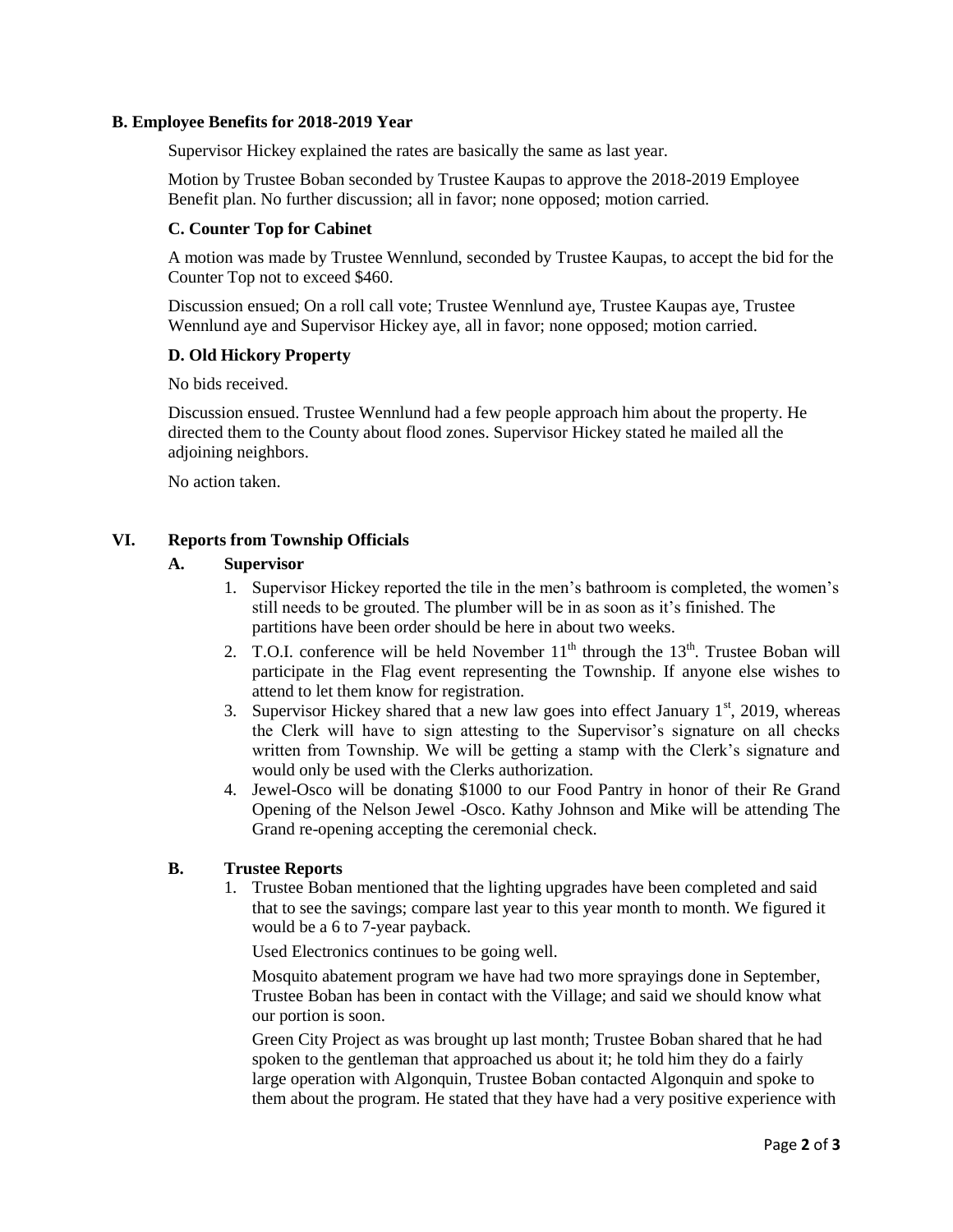### B. Employee Benefits for 2018-2019 Year

Supervisor Hickey explained the rates are basically the same as last year.

Motion by Trustee Boban seconded by Trustee Kaupas to approve the 2018-2019 Employee Benefit plan. No further discussion; all in favor; none opposed; motion carried.

### C. Counter Top for Cabinet

A motion was made by Trustee Wennlund, seconded by Trustee Kaupas, to accept the bid for the Counter Top not to exceed $460.

Discussion ensued; On a roll call vote; Trustee Wennlund aye, Trustee Kaupas aye, Trustee Wennlund aye and Supervisor Hickey aye, all in favor; none opposed; motion carried.

### D. Old Hickory Property

No bids received.

Discussion ensued. Trustee Wennlund had a few people approach him about the property. He directed them to the County about flood zones. Supervisor Hickey stated he mailed all the adjoining neighbors.

No action taken.

## VI. Reports from Township Officials

### A. Supervisor

1. Supervisor Hickey reported the tile in the men's bathroom is completed, the women's still needs to be grouted. The plumber will be in as soon as it's finished. The partitions have been order should be here in about two weeks.
2. T.O.I. conference will be held November 11th through the 13th. Trustee Boban will participate in the Flag event representing the Township. If anyone else wishes to attend to let them know for registration.
3. Supervisor Hickey shared that a new law goes into effect January 1st, 2019, whereas the Clerk will have to sign attesting to the Supervisor's signature on all checks written from Township. We will be getting a stamp with the Clerk's signature and would only be used with the Clerks authorization.
4. Jewel-Osco will be donating $1000 to our Food Pantry in honor of their Re Grand Opening of the Nelson Jewel -Osco. Kathy Johnson and Mike will be attending The Grand re-opening accepting the ceremonial check.

### B. Trustee Reports

1. Trustee Boban mentioned that the lighting upgrades have been completed and said that to see the savings; compare last year to this year month to month. We figured it would be a 6 to 7-year payback.

   Used Electronics continues to be going well.

   Mosquito abatement program we have had two more sprayings done in September, Trustee Boban has been in contact with the Village; and said we should know what our portion is soon.

   Green City Project as was brought up last month; Trustee Boban shared that he had spoken to the gentleman that approached us about it; he told him they do a fairly large operation with Algonquin, Trustee Boban contacted Algonquin and spoke to them about the program. He stated that they have had a very positive experience with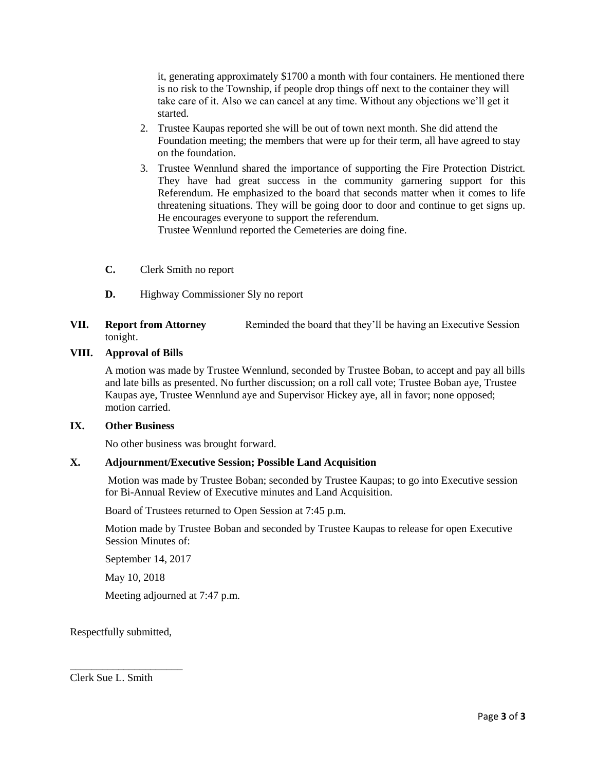it, generating approximately $1700 a month with four containers. He mentioned there is no risk to the Township, if people drop things off next to the container they will take care of it. Also we can cancel at any time. Without any objections we'll get it started.

2. Trustee Kaupas reported she will be out of town next month. She did attend the Foundation meeting; the members that were up for their term, all have agreed to stay on the foundation.
3. Trustee Wennlund shared the importance of supporting the Fire Protection District. They have had great success in the community garnering support for this Referendum. He emphasized to the board that seconds matter when it comes to life threatening situations. They will be going door to door and continue to get signs up. He encourages everyone to support the referendum.
   Trustee Wennlund reported the Cemeteries are doing fine.

**C.** Clerk Smith no report

**D.** Highway Commissioner Sly no report

**VII. Report from Attorney** Reminded the board that they'll be having an Executive Session tonight.

**VIII. Approval of Bills**

A motion was made by Trustee Wennlund, seconded by Trustee Boban, to accept and pay all bills and late bills as presented. No further discussion; on a roll call vote; Trustee Boban aye, Trustee Kaupas aye, Trustee Wennlund aye and Supervisor Hickey aye, all in favor; none opposed; motion carried.

**IX. Other Business**

No other business was brought forward.

**X. Adjournment/Executive Session; Possible Land Acquisition**

Motion was made by Trustee Boban; seconded by Trustee Kaupas; to go into Executive session for Bi-Annual Review of Executive minutes and Land Acquisition.

Board of Trustees returned to Open Session at 7:45 p.m.

Motion made by Trustee Boban and seconded by Trustee Kaupas to release for open Executive Session Minutes of:

September 14, 2017

May 10, 2018

Meeting adjourned at 7:47 p.m.

Respectfully submitted,

______________________

Clerk Sue L. Smith